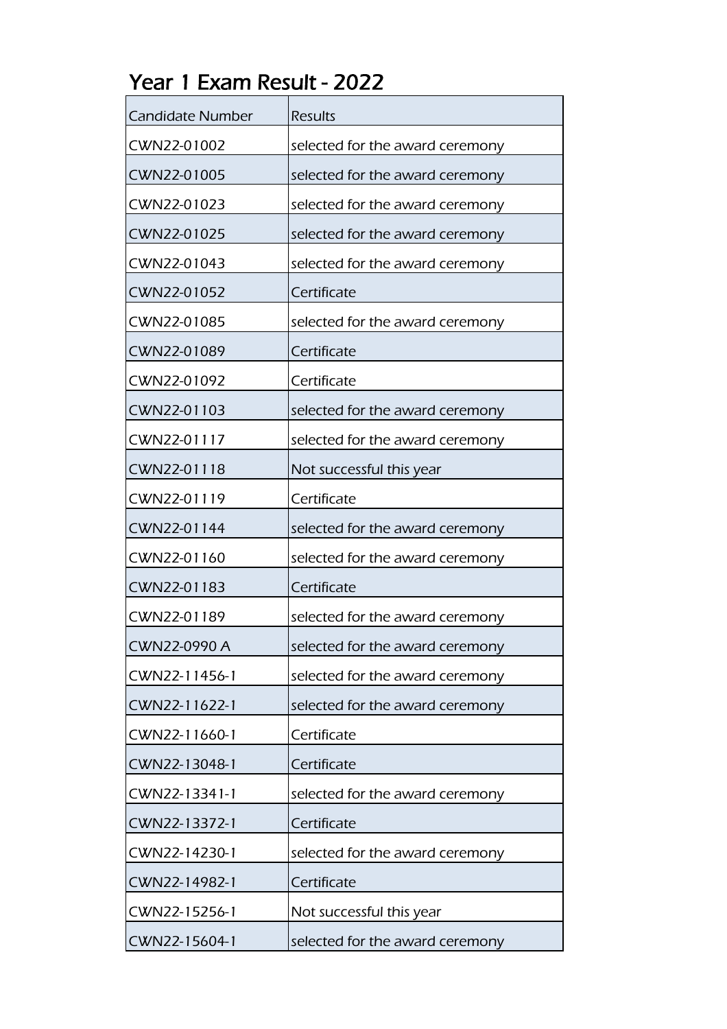# Year 1 Exam Result - 2022

| Candidate Number | Results |
|---|---|
| CWN22-01002 | selected for the award ceremony |
| CWN22-01005 | selected for the award ceremony |
| CWN22-01023 | selected for the award ceremony |
| CWN22-01025 | selected for the award ceremony |
| CWN22-01043 | selected for the award ceremony |
| CWN22-01052 | Certificate |
| CWN22-01085 | selected for the award ceremony |
| CWN22-01089 | Certificate |
| CWN22-01092 | Certificate |
| CWN22-01103 | selected for the award ceremony |
| CWN22-01117 | selected for the award ceremony |
| CWN22-01118 | Not successful this year |
| CWN22-01119 | Certificate |
| CWN22-01144 | selected for the award ceremony |
| CWN22-01160 | selected for the award ceremony |
| CWN22-01183 | Certificate |
| CWN22-01189 | selected for the award ceremony |
| CWN22-0990 A | selected for the award ceremony |
| CWN22-11456-1 | selected for the award ceremony |
| CWN22-11622-1 | selected for the award ceremony |
| CWN22-11660-1 | Certificate |
| CWN22-13048-1 | Certificate |
| CWN22-13341-1 | selected for the award ceremony |
| CWN22-13372-1 | Certificate |
| CWN22-14230-1 | selected for the award ceremony |
| CWN22-14982-1 | Certificate |
| CWN22-15256-1 | Not successful this year |
| CWN22-15604-1 | selected for the award ceremony |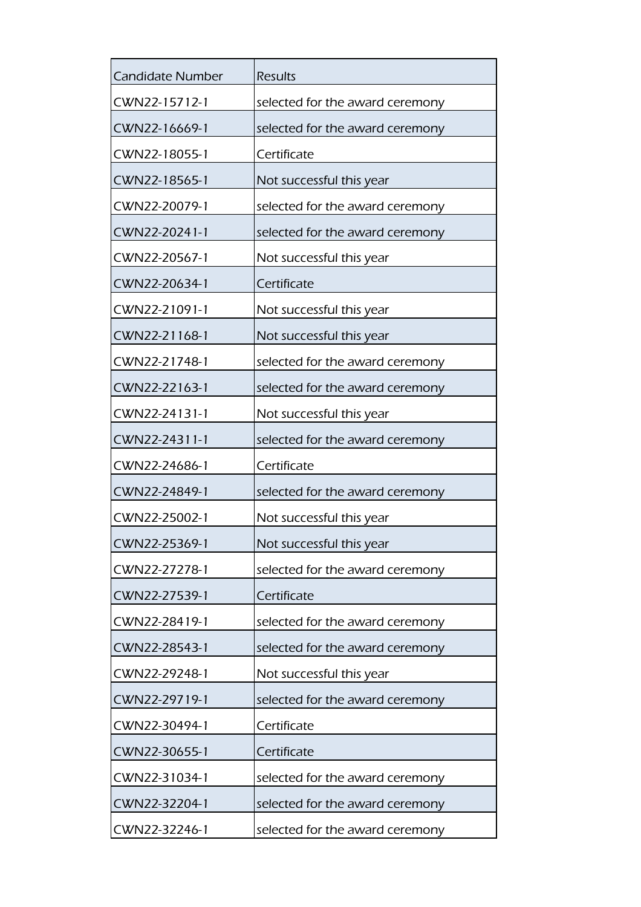| Candidate Number | Results |
| --- | --- |
| CWN22-15712-1 | selected for the award ceremony |
| CWN22-16669-1 | selected for the award ceremony |
| CWN22-18055-1 | Certificate |
| CWN22-18565-1 | Not successful this year |
| CWN22-20079-1 | selected for the award ceremony |
| CWN22-20241-1 | selected for the award ceremony |
| CWN22-20567-1 | Not successful this year |
| CWN22-20634-1 | Certificate |
| CWN22-21091-1 | Not successful this year |
| CWN22-21168-1 | Not successful this year |
| CWN22-21748-1 | selected for the award ceremony |
| CWN22-22163-1 | selected for the award ceremony |
| CWN22-24131-1 | Not successful this year |
| CWN22-24311-1 | selected for the award ceremony |
| CWN22-24686-1 | Certificate |
| CWN22-24849-1 | selected for the award ceremony |
| CWN22-25002-1 | Not successful this year |
| CWN22-25369-1 | Not successful this year |
| CWN22-27278-1 | selected for the award ceremony |
| CWN22-27539-1 | Certificate |
| CWN22-28419-1 | selected for the award ceremony |
| CWN22-28543-1 | selected for the award ceremony |
| CWN22-29248-1 | Not successful this year |
| CWN22-29719-1 | selected for the award ceremony |
| CWN22-30494-1 | Certificate |
| CWN22-30655-1 | Certificate |
| CWN22-31034-1 | selected for the award ceremony |
| CWN22-32204-1 | selected for the award ceremony |
| CWN22-32246-1 | selected for the award ceremony |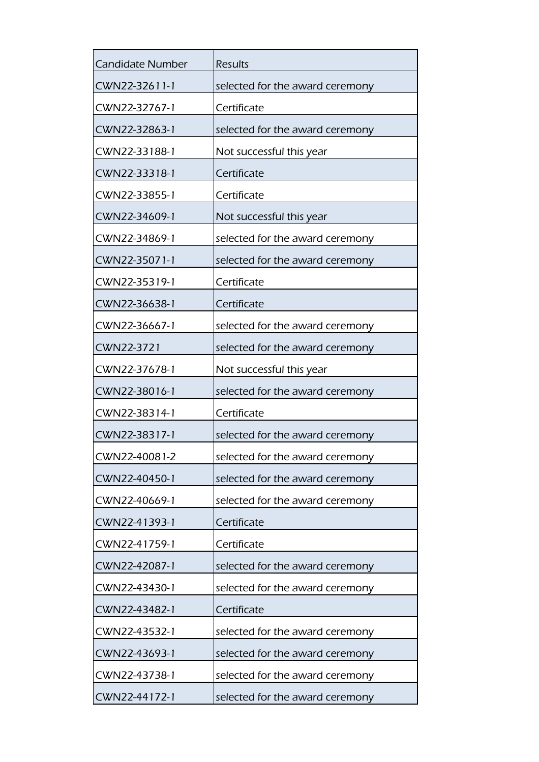| Candidate Number | Results |
| --- | --- |
| CWN22-32611-1 | selected for the award ceremony |
| CWN22-32767-1 | Certificate |
| CWN22-32863-1 | selected for the award ceremony |
| CWN22-33188-1 | Not successful this year |
| CWN22-33318-1 | Certificate |
| CWN22-33855-1 | Certificate |
| CWN22-34609-1 | Not successful this year |
| CWN22-34869-1 | selected for the award ceremony |
| CWN22-35071-1 | selected for the award ceremony |
| CWN22-35319-1 | Certificate |
| CWN22-36638-1 | Certificate |
| CWN22-36667-1 | selected for the award ceremony |
| CWN22-3721 | selected for the award ceremony |
| CWN22-37678-1 | Not successful this year |
| CWN22-38016-1 | selected for the award ceremony |
| CWN22-38314-1 | Certificate |
| CWN22-38317-1 | selected for the award ceremony |
| CWN22-40081-2 | selected for the award ceremony |
| CWN22-40450-1 | selected for the award ceremony |
| CWN22-40669-1 | selected for the award ceremony |
| CWN22-41393-1 | Certificate |
| CWN22-41759-1 | Certificate |
| CWN22-42087-1 | selected for the award ceremony |
| CWN22-43430-1 | selected for the award ceremony |
| CWN22-43482-1 | Certificate |
| CWN22-43532-1 | selected for the award ceremony |
| CWN22-43693-1 | selected for the award ceremony |
| CWN22-43738-1 | selected for the award ceremony |
| CWN22-44172-1 | selected for the award ceremony |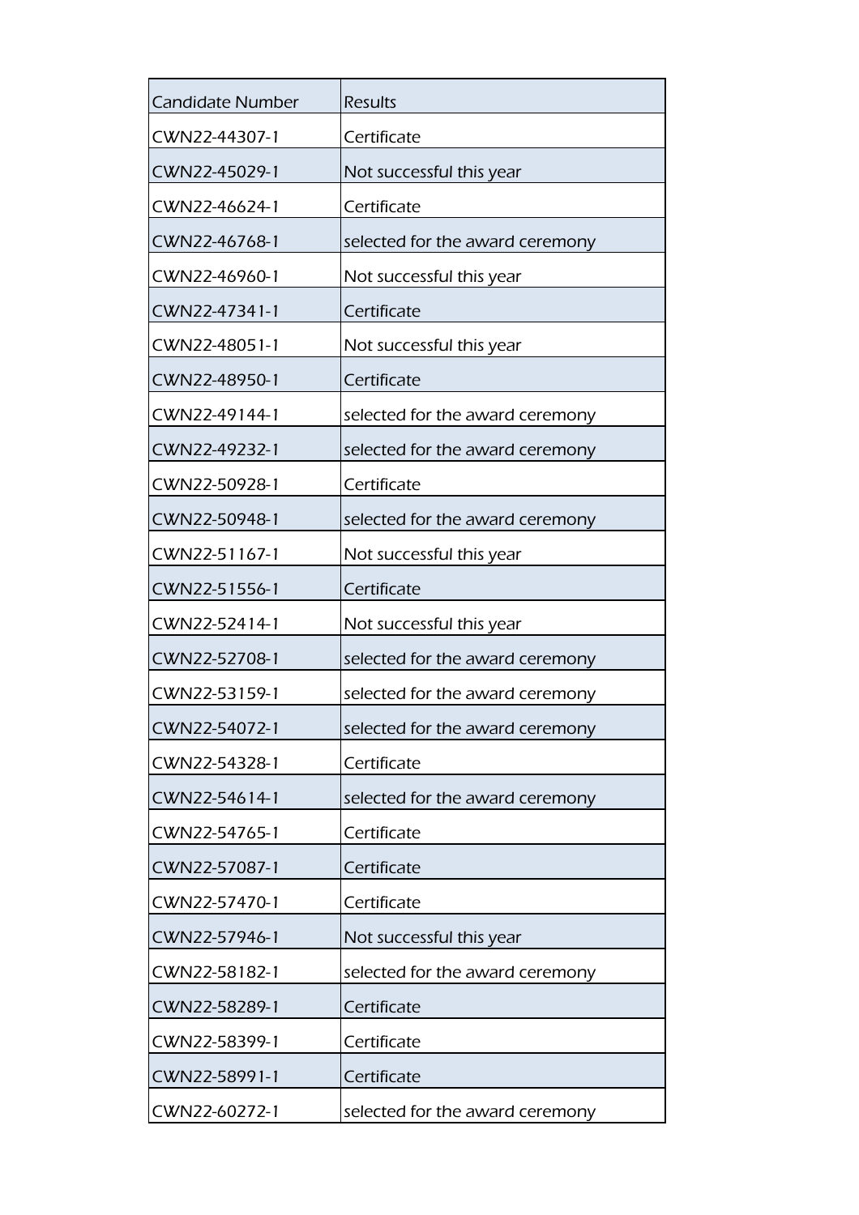| Candidate Number | Results |
| --- | --- |
| CWN22-44307-1 | Certificate |
| CWN22-45029-1 | Not successful this year |
| CWN22-46624-1 | Certificate |
| CWN22-46768-1 | selected for the award ceremony |
| CWN22-46960-1 | Not successful this year |
| CWN22-47341-1 | Certificate |
| CWN22-48051-1 | Not successful this year |
| CWN22-48950-1 | Certificate |
| CWN22-49144-1 | selected for the award ceremony |
| CWN22-49232-1 | selected for the award ceremony |
| CWN22-50928-1 | Certificate |
| CWN22-50948-1 | selected for the award ceremony |
| CWN22-51167-1 | Not successful this year |
| CWN22-51556-1 | Certificate |
| CWN22-52414-1 | Not successful this year |
| CWN22-52708-1 | selected for the award ceremony |
| CWN22-53159-1 | selected for the award ceremony |
| CWN22-54072-1 | selected for the award ceremony |
| CWN22-54328-1 | Certificate |
| CWN22-54614-1 | selected for the award ceremony |
| CWN22-54765-1 | Certificate |
| CWN22-57087-1 | Certificate |
| CWN22-57470-1 | Certificate |
| CWN22-57946-1 | Not successful this year |
| CWN22-58182-1 | selected for the award ceremony |
| CWN22-58289-1 | Certificate |
| CWN22-58399-1 | Certificate |
| CWN22-58991-1 | Certificate |
| CWN22-60272-1 | selected for the award ceremony |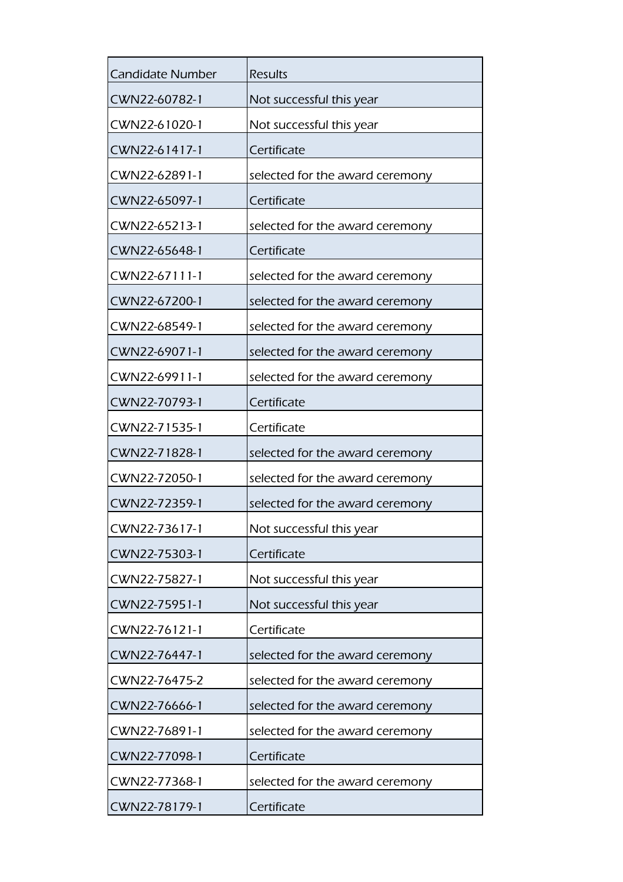| Candidate Number | Results |
| --- | --- |
| CWN22-60782-1 | Not successful this year |
| CWN22-61020-1 | Not successful this year |
| CWN22-61417-1 | Certificate |
| CWN22-62891-1 | selected for the award ceremony |
| CWN22-65097-1 | Certificate |
| CWN22-65213-1 | selected for the award ceremony |
| CWN22-65648-1 | Certificate |
| CWN22-67111-1 | selected for the award ceremony |
| CWN22-67200-1 | selected for the award ceremony |
| CWN22-68549-1 | selected for the award ceremony |
| CWN22-69071-1 | selected for the award ceremony |
| CWN22-69911-1 | selected for the award ceremony |
| CWN22-70793-1 | Certificate |
| CWN22-71535-1 | Certificate |
| CWN22-71828-1 | selected for the award ceremony |
| CWN22-72050-1 | selected for the award ceremony |
| CWN22-72359-1 | selected for the award ceremony |
| CWN22-73617-1 | Not successful this year |
| CWN22-75303-1 | Certificate |
| CWN22-75827-1 | Not successful this year |
| CWN22-75951-1 | Not successful this year |
| CWN22-76121-1 | Certificate |
| CWN22-76447-1 | selected for the award ceremony |
| CWN22-76475-2 | selected for the award ceremony |
| CWN22-76666-1 | selected for the award ceremony |
| CWN22-76891-1 | selected for the award ceremony |
| CWN22-77098-1 | Certificate |
| CWN22-77368-1 | selected for the award ceremony |
| CWN22-78179-1 | Certificate |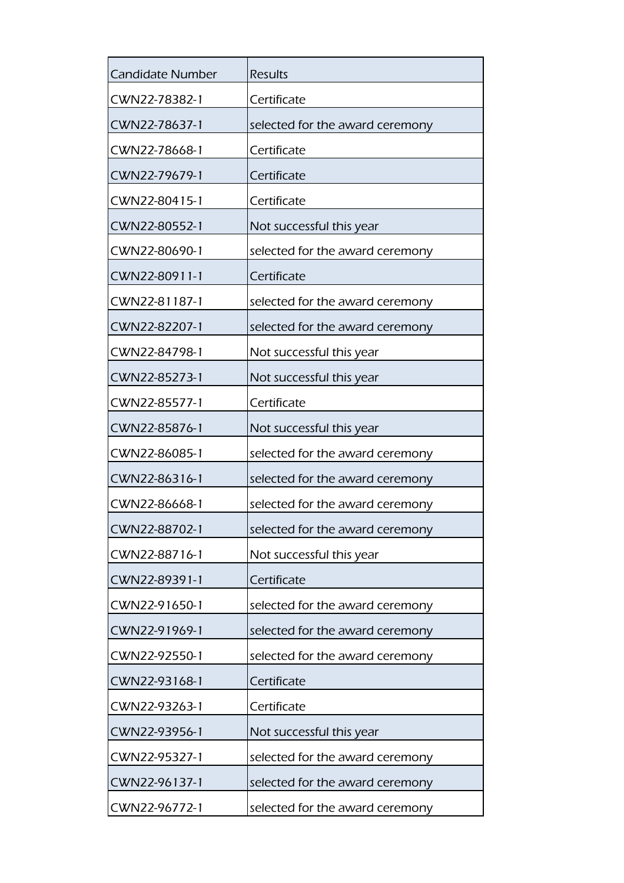| Candidate Number | Results |
| --- | --- |
| CWN22-78382-1 | Certificate |
| CWN22-78637-1 | selected for the award ceremony |
| CWN22-78668-1 | Certificate |
| CWN22-79679-1 | Certificate |
| CWN22-80415-1 | Certificate |
| CWN22-80552-1 | Not successful this year |
| CWN22-80690-1 | selected for the award ceremony |
| CWN22-80911-1 | Certificate |
| CWN22-81187-1 | selected for the award ceremony |
| CWN22-82207-1 | selected for the award ceremony |
| CWN22-84798-1 | Not successful this year |
| CWN22-85273-1 | Not successful this year |
| CWN22-85577-1 | Certificate |
| CWN22-85876-1 | Not successful this year |
| CWN22-86085-1 | selected for the award ceremony |
| CWN22-86316-1 | selected for the award ceremony |
| CWN22-86668-1 | selected for the award ceremony |
| CWN22-88702-1 | selected for the award ceremony |
| CWN22-88716-1 | Not successful this year |
| CWN22-89391-1 | Certificate |
| CWN22-91650-1 | selected for the award ceremony |
| CWN22-91969-1 | selected for the award ceremony |
| CWN22-92550-1 | selected for the award ceremony |
| CWN22-93168-1 | Certificate |
| CWN22-93263-1 | Certificate |
| CWN22-93956-1 | Not successful this year |
| CWN22-95327-1 | selected for the award ceremony |
| CWN22-96137-1 | selected for the award ceremony |
| CWN22-96772-1 | selected for the award ceremony |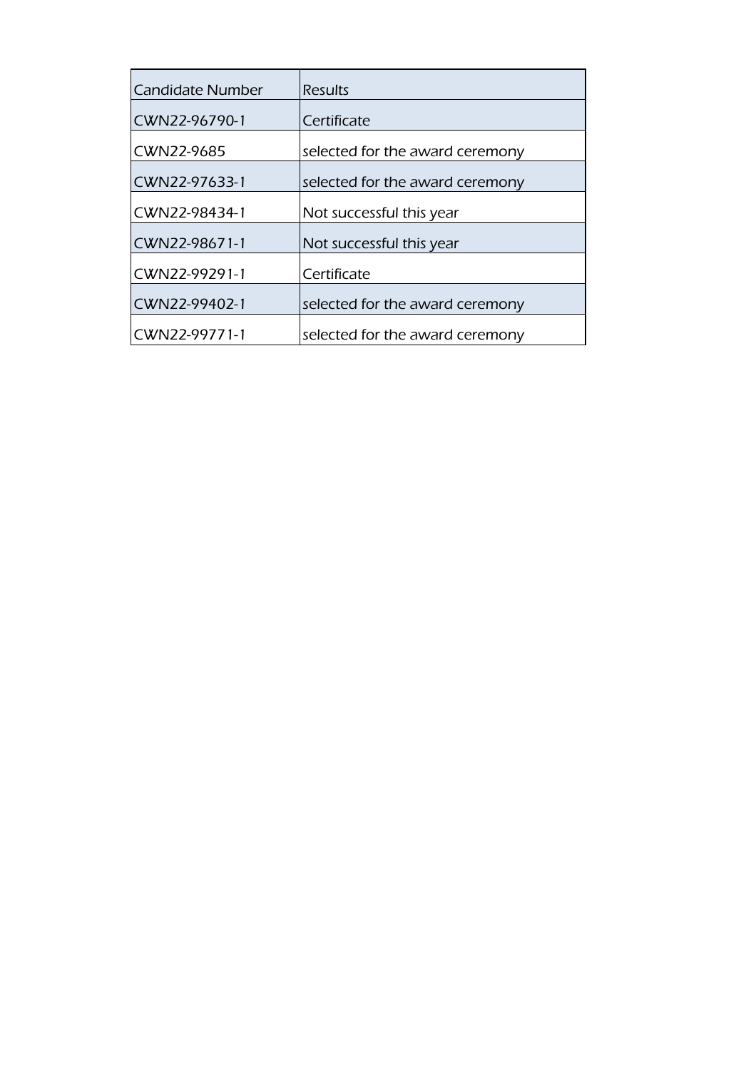| Candidate Number | Results |
| --- | --- |
| CWN22-96790-1 | Certificate |
| CWN22-9685 | selected for the award ceremony |
| CWN22-97633-1 | selected for the award ceremony |
| CWN22-98434-1 | Not successful this year |
| CWN22-98671-1 | Not successful this year |
| CWN22-99291-1 | Certificate |
| CWN22-99402-1 | selected for the award ceremony |
| CWN22-99771-1 | selected for the award ceremony |